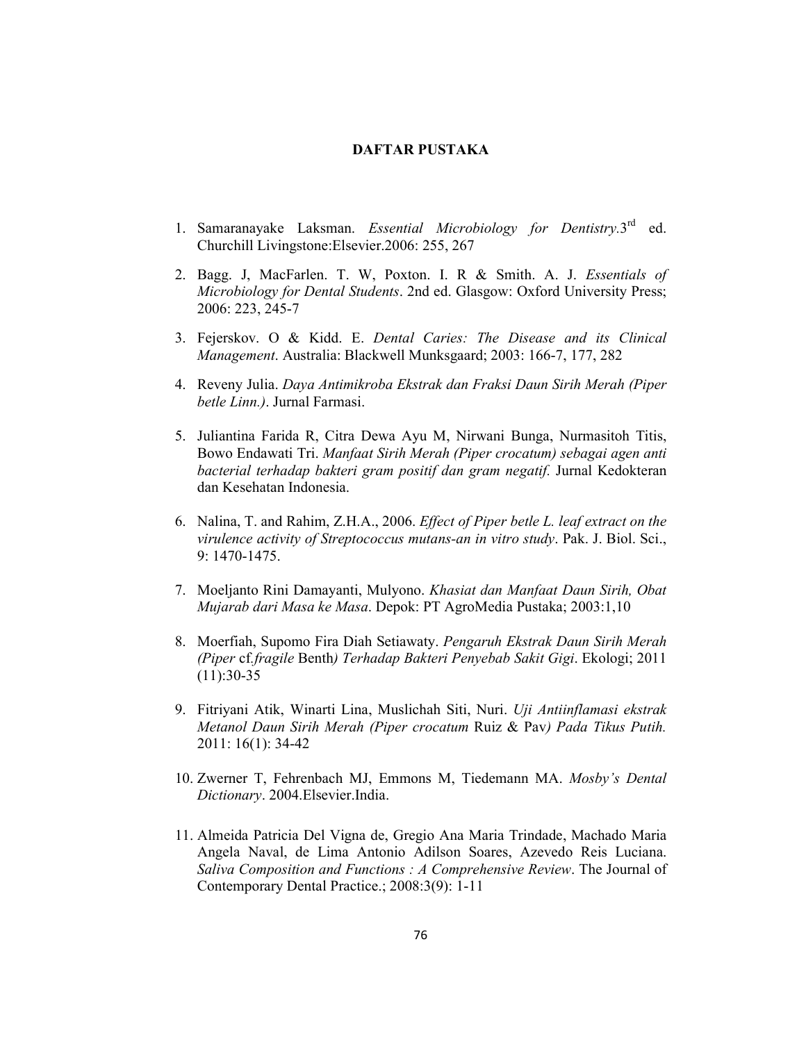# DAFTAR PUSTAKA

1. Samaranayake Laksman. *Essential Microbiology for Dentistry.*3rd ed. Churchill Livingstone:Elsevier.2006: 255, 267

2. Bagg. J, MacFarlen. T. W, Poxton. I. R & Smith. A. J. *Essentials of Microbiology for Dental Students*. 2nd ed. Glasgow: Oxford University Press; 2006: 223, 245-7

3. Fejerskov. O & Kidd. E. *Dental Caries: The Disease and its Clinical Management*. Australia: Blackwell Munksgaard; 2003: 166-7, 177, 282

4. Reveny Julia. *Daya Antimikroba Ekstrak dan Fraksi Daun Sirih Merah (Piper betle Linn.)*. Jurnal Farmasi.

5. Juliantina Farida R, Citra Dewa Ayu M, Nirwani Bunga, Nurmasitoh Titis, Bowo Endawati Tri. *Manfaat Sirih Merah (Piper crocatum) sebagai agen anti bacterial terhadap bakteri gram positif dan gram negatif.* Jurnal Kedokteran dan Kesehatan Indonesia.

6. Nalina, T. and Rahim, Z.H.A., 2006. *Effect of Piper betle L. leaf extract on the virulence activity of Streptococcus mutans-an in vitro study*. Pak. J. Biol. Sci., 9: 1470-1475.

7. Moeljanto Rini Damayanti, Mulyono. *Khasiat dan Manfaat Daun Sirih, Obat Mujarab dari Masa ke Masa*. Depok: PT AgroMedia Pustaka; 2003:1,10

8. Moerfiah, Supomo Fira Diah Setiawaty. *Pengaruh Ekstrak Daun Sirih Merah (Piper* cf.*fragile* Benth*) Terhadap Bakteri Penyebab Sakit Gigi*. Ekologi; 2011 (11):30-35

9. Fitriyani Atik, Winarti Lina, Muslichah Siti, Nuri. *Uji Antiinflamasi ekstrak Metanol Daun Sirih Merah (Piper crocatum* Ruiz & Pav*) Pada Tikus Putih.* 2011: 16(1): 34-42

10. Zwerner T, Fehrenbach MJ, Emmons M, Tiedemann MA. *Mosby's Dental Dictionary*. 2004.Elsevier.India.

11. Almeida Patricia Del Vigna de, Gregio Ana Maria Trindade, Machado Maria Angela Naval, de Lima Antonio Adilson Soares, Azevedo Reis Luciana. *Saliva Composition and Functions : A Comprehensive Review*. The Journal of Contemporary Dental Practice.; 2008:3(9): 1-11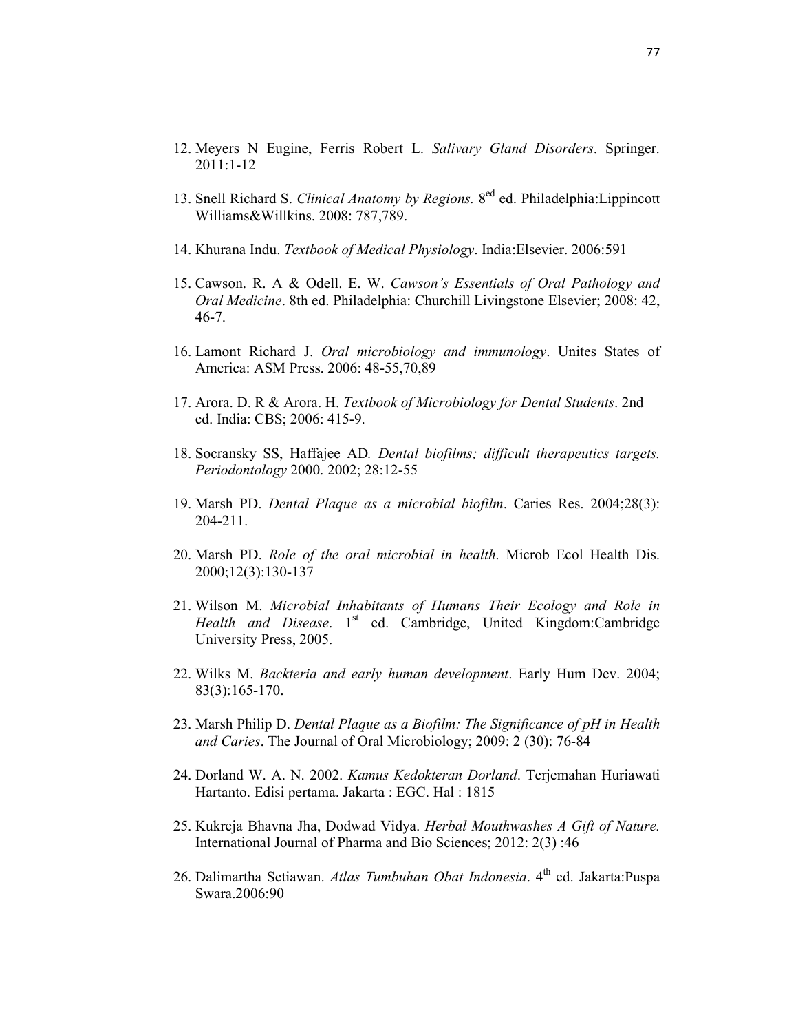12. Meyers N Eugine, Ferris Robert L. *Salivary Gland Disorders*. Springer. 2011:1-12

13. Snell Richard S. *Clinical Anatomy by Regions.* 8[ed] ed. Philadelphia:Lippincott Williams&Willkins. 2008: 787,789.

14. Khurana Indu. *Textbook of Medical Physiology*. India:Elsevier. 2006:591

15. Cawson. R. A & Odell. E. W. *Cawson's Essentials of Oral Pathology and Oral Medicine*. 8th ed. Philadelphia: Churchill Livingstone Elsevier; 2008: 42, 46-7.

16. Lamont Richard J. *Oral microbiology and immunology*. Unites States of America: ASM Press. 2006: 48-55,70,89

17. Arora. D. R & Arora. H. *Textbook of Microbiology for Dental Students*. 2nd ed. India: CBS; 2006: 415-9.

18. Socransky SS, Haffajee AD*. Dental biofilms; difficult therapeutics targets. Periodontology* 2000. 2002; 28:12-55

19. Marsh PD. *Dental Plaque as a microbial biofilm*. Caries Res. 2004;28(3): 204-211.

20. Marsh PD. *Role of the oral microbial in health*. Microb Ecol Health Dis. 2000;12(3):130-137

21. Wilson M. *Microbial Inhabitants of Humans Their Ecology and Role in Health and Disease*. 1[st] ed. Cambridge, United Kingdom:Cambridge University Press, 2005.

22. Wilks M. *Backteria and early human development*. Early Hum Dev. 2004; 83(3):165-170.

23. Marsh Philip D. *Dental Plaque as a Biofilm: The Significance of pH in Health and Caries*. The Journal of Oral Microbiology; 2009: 2 (30): 76-84

24. Dorland W. A. N. 2002. *Kamus Kedokteran Dorland*. Terjemahan Huriawati Hartanto. Edisi pertama. Jakarta : EGC. Hal : 1815

25. Kukreja Bhavna Jha, Dodwad Vidya. *Herbal Mouthwashes A Gift of Nature.* International Journal of Pharma and Bio Sciences; 2012: 2(3) :46

26. Dalimartha Setiawan. *Atlas Tumbuhan Obat Indonesia*. 4[th] ed. Jakarta:Puspa Swara.2006:90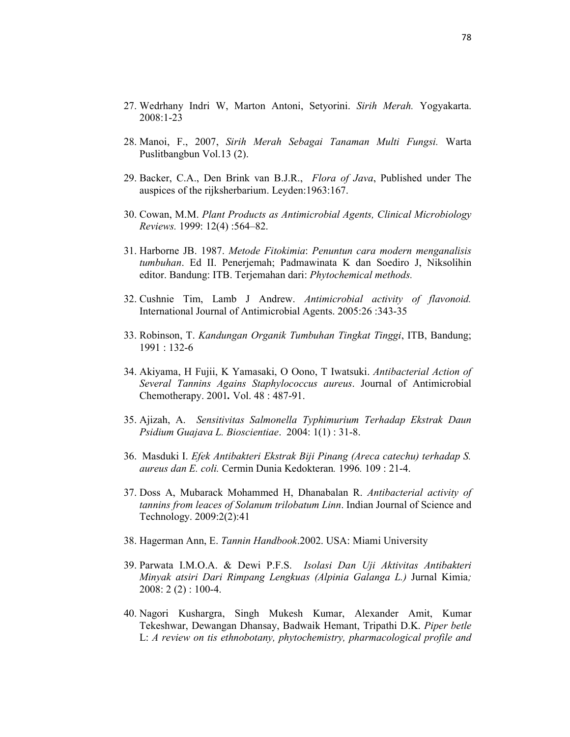27. Wedrhany Indri W, Marton Antoni, Setyorini. *Sirih Merah.* Yogyakarta. 2008:1-23

28. Manoi, F., 2007, *Sirih Merah Sebagai Tanaman Multi Fungsi.* Warta Puslitbangbun Vol.13 (2).

29. Backer, C.A., Den Brink van B.J.R., *Flora of Java*, Published under The auspices of the rijksherbarium. Leyden:1963:167.

30. Cowan, M.M. *Plant Products as Antimicrobial Agents, Clinical Microbiology Reviews.* 1999: 12(4) :564–82.

31. Harborne JB. 1987. *Metode Fitokimia*: *Penuntun cara modern menganalisis tumbuhan*. Ed II. Penerjemah; Padmawinata K dan Soediro J, Niksolihin editor. Bandung: ITB. Terjemahan dari: *Phytochemical methods.*

32. Cushnie Tim, Lamb J Andrew. *Antimicrobial activity of flavonoid.* International Journal of Antimicrobial Agents. 2005:26 :343-35

33. Robinson, T. *Kandungan Organik Tumbuhan Tingkat Tinggi*, ITB, Bandung; 1991 : 132-6

34. Akiyama, H Fujii, K Yamasaki, O Oono, T Iwatsuki. *Antibacterial Action of Several Tannins Agains Staphylococcus aureus*. Journal of Antimicrobial Chemotherapy. 2001**.** Vol. 48 : 487-91.

35. Ajizah, A. *Sensitivitas Salmonella Typhimurium Terhadap Ekstrak Daun Psidium Guajava L. Bioscientiae*. 2004: 1(1) : 31-8.

36. Masduki I. *Efek Antibakteri Ekstrak Biji Pinang (Areca catechu) terhadap S. aureus dan E. coli.* Cermin Dunia Kedokteran*.* 1996*.* 109 : 21-4.

37. Doss A, Mubarack Mohammed H, Dhanabalan R. *Antibacterial activity of tannins from leaces of Solanum trilobatum Linn*. Indian Journal of Science and Technology. 2009:2(2):41

38. Hagerman Ann, E. *Tannin Handbook*.2002. USA: Miami University

39. Parwata I.M.O.A. & Dewi P.F.S. *Isolasi Dan Uji Aktivitas Antibakteri Minyak atsiri Dari Rimpang Lengkuas (Alpinia Galanga L.)* Jurnal Kimia*;* 2008: 2 (2) : 100-4.

40. Nagori Kushargra, Singh Mukesh Kumar, Alexander Amit, Kumar Tekeshwar, Dewangan Dhansay, Badwaik Hemant, Tripathi D.K. *Piper betle* L: *A review on tis ethnobotany, phytochemistry, pharmacological profile and*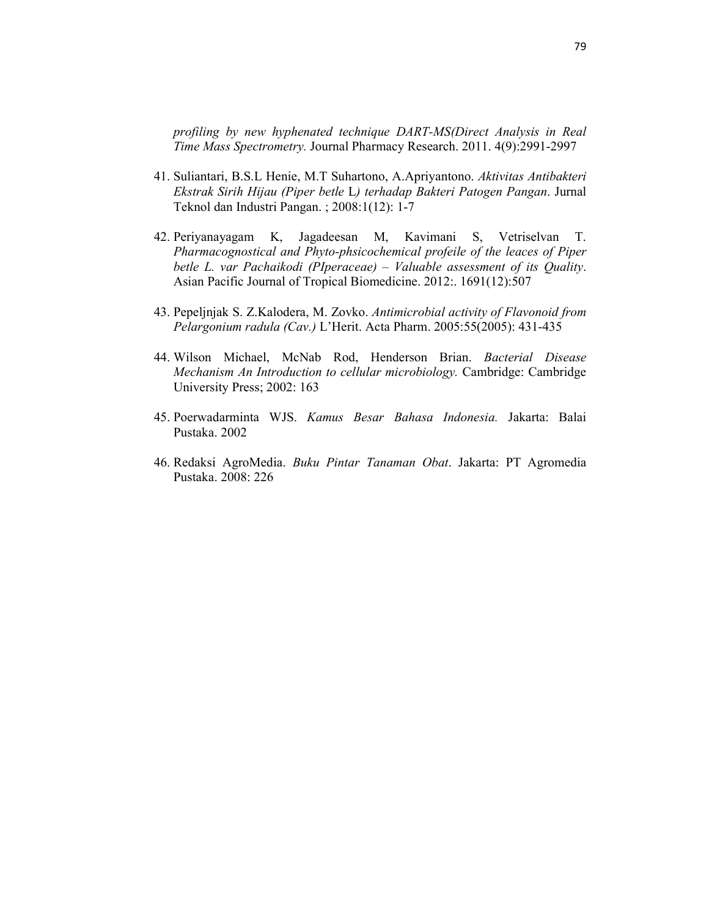*profiling by new hyphenated technique DART-MS(Direct Analysis in Real Time Mass Spectrometry.* Journal Pharmacy Research. 2011. 4(9):2991-2997

41. Suliantari, B.S.L Henie, M.T Suhartono, A.Apriyantono. *Aktivitas Antibakteri Ekstrak Sirih Hijau (Piper betle* L*) terhadap Bakteri Patogen Pangan*. Jurnal Teknol dan Industri Pangan. ; 2008:1(12): 1-7

42. Periyanayagam K, Jagadeesan M, Kavimani S, Vetriselvan T. *Pharmacognostical and Phyto-phsicochemical profeile of the leaces of Piper betle L. var Pachaikodi (PIperaceae) – Valuable assessment of its Quality*. Asian Pacific Journal of Tropical Biomedicine. 2012:. 1691(12):507

43. Pepeljnjak S. Z.Kalodera, M. Zovko. *Antimicrobial activity of Flavonoid from Pelargonium radula (Cav.)* L'Herit. Acta Pharm. 2005:55(2005): 431-435

44. Wilson Michael, McNab Rod, Henderson Brian. *Bacterial Disease Mechanism An Introduction to cellular microbiology.* Cambridge: Cambridge University Press; 2002: 163

45. Poerwadarminta WJS. *Kamus Besar Bahasa Indonesia.* Jakarta: Balai Pustaka. 2002

46. Redaksi AgroMedia. *Buku Pintar Tanaman Obat*. Jakarta: PT Agromedia Pustaka. 2008: 226